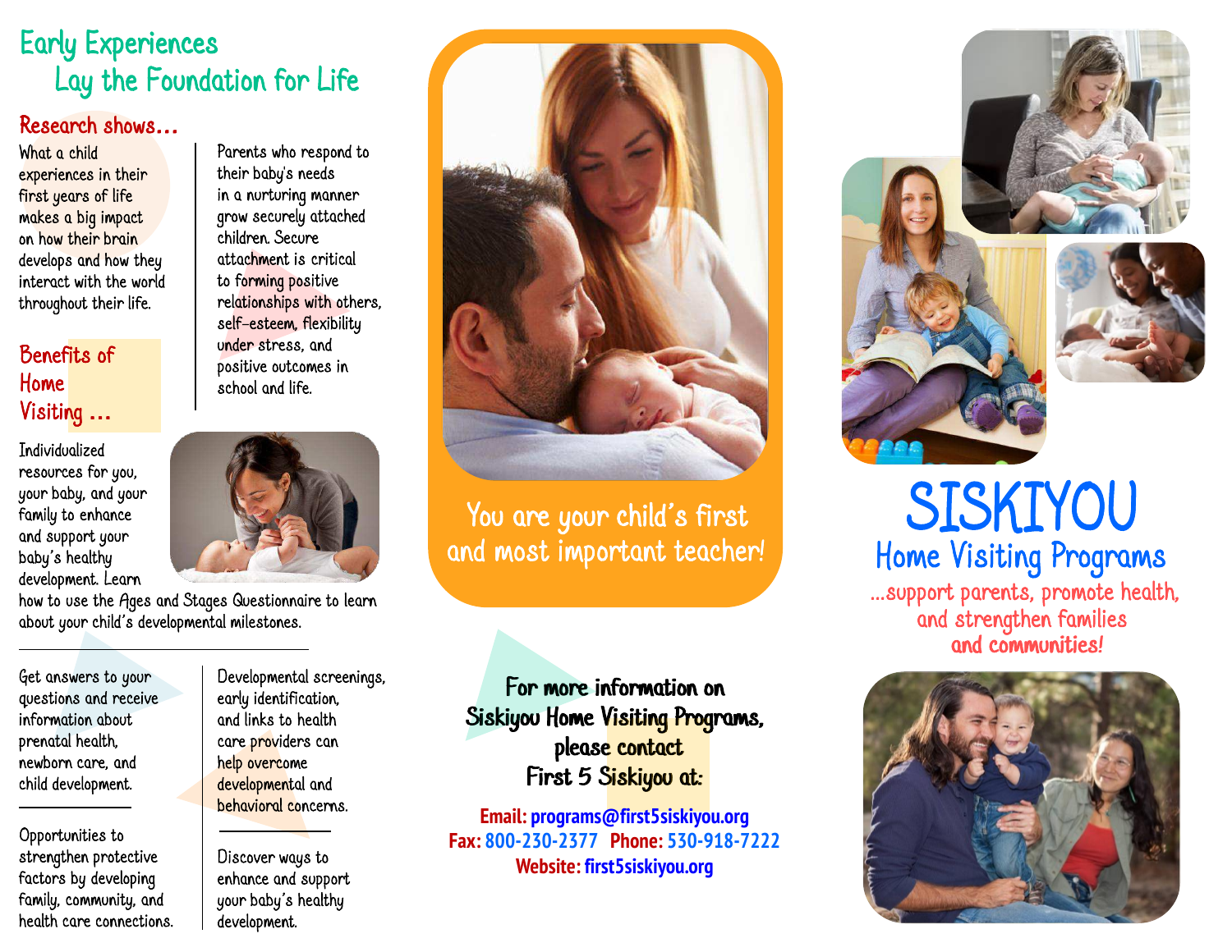# Early Experiences Lay the Foundation for Life

## Research shows...

What a child experiences in their first years of life makes a big impact on how their brain develops and how they interact with the world throughout their life.

Parents who respond to their baby's needs in a nurturing manner grow securely attached children. Secure attachment is critical to forming positive relationships with others, self-esteem, flexibility under stress, and positive outcomes in school and life.

## Benefits of Home Visiting ...

Individualized resources for you, your baby, and your family to enhance and support your baby's healthy development. Learn how to use the Ages and Stages Questionnaire to learn about your child's developmental milestones.

Get answers to your questions and receive information about prenatal health, newborn care, and child development.

Opportunities to strengthen protective factors by developing family, community, and health care connections.

Developmental screenings, early identification, and links to health care providers can help overcome developmental and behavioral concerns.

Discover ways to enhance and support your baby's healthy development.

You are your child's first and most important teacher!

**For more information on Siskiyou Home Visiting Programs, please contact First 5 Siskiyou at:**

**Email:** programs@first5siskiyou.org
**Fax:** 800-230-2377 **Phone:** 530-918-7222
**Website:** first5siskiyou.org

# SISKIYOU

## Home Visiting Programs

...support parents, promote health, and strengthen families and communities!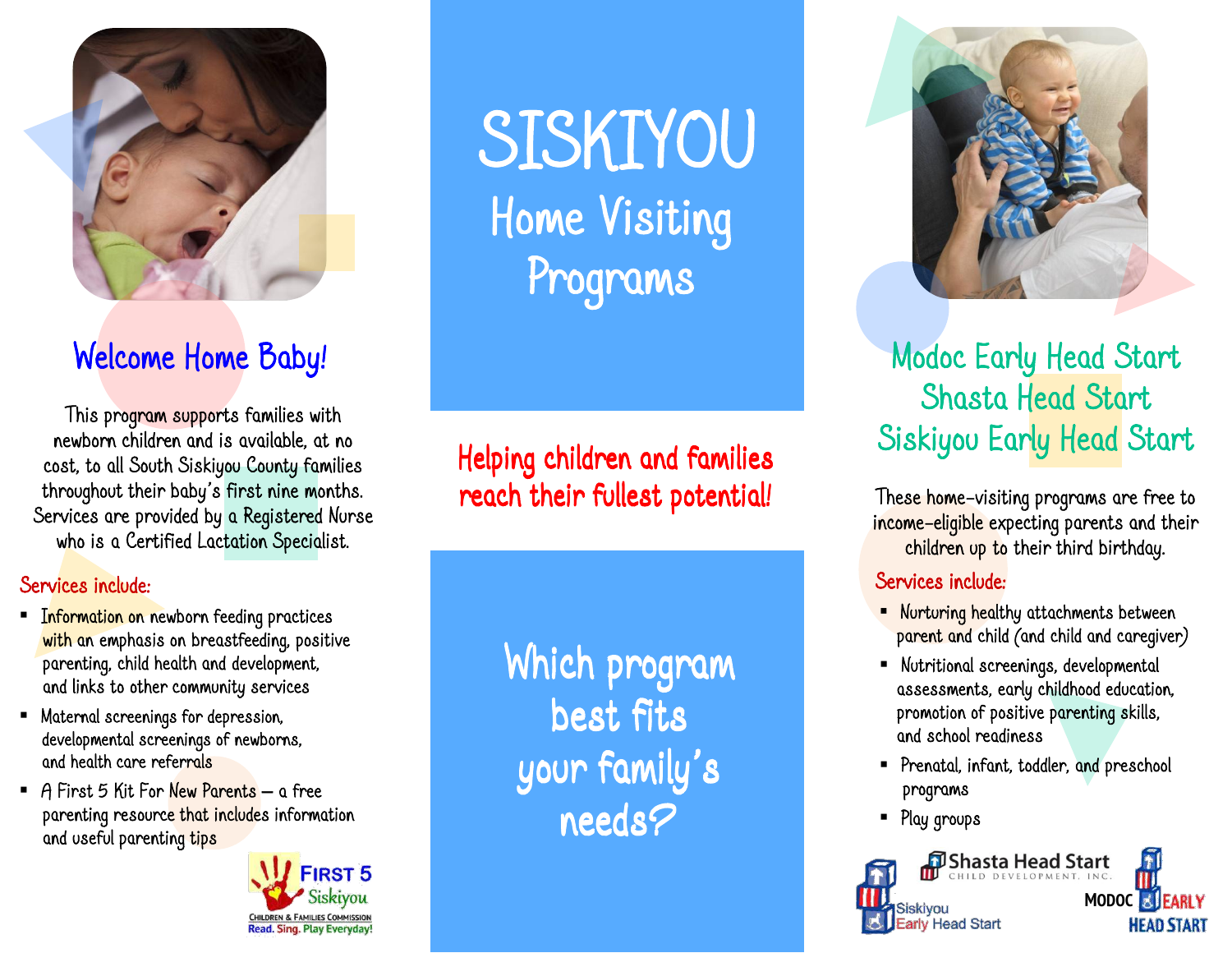## Welcome Home Baby!

This program supports families with newborn children and is available, at no cost, to all South Siskiyou County families throughout their baby's first nine months. Services are provided by a Registered Nurse who is a Certified Lactation Specialist.

**Services include:**

- Information on newborn feeding practices with an emphasis on breastfeeding, positive parenting, child health and development, and links to other community services
- Maternal screenings for depression, developmental screenings of newborns, and health care referrals
- A First 5 Kit For New Parents — a free parenting resource that includes information and useful parenting tips

First 5 Siskiyou
Children & Families Commission
Read. Sing. Play Everyday!

# SISKIYOU

## Home Visiting Programs

**Helping children and families reach their fullest potential!**

**Which program best fits your family's needs?**

## Modoc Early Head Start
## Shasta Head Start
## Siskiyou Early Head Start

These home-visiting programs are free to income-eligible expecting parents and their children up to their third birthday.

**Services include:**

- Nurturing healthy attachments between parent and child (and child and caregiver)
- Nutritional screenings, developmental assessments, early childhood education, promotion of positive parenting skills, and school readiness
- Prenatal, infant, toddler, and preschool programs
- Play groups

Shasta Head Start Child Development, Inc.

Siskiyou Early Head Start

Modoc Early Head Start